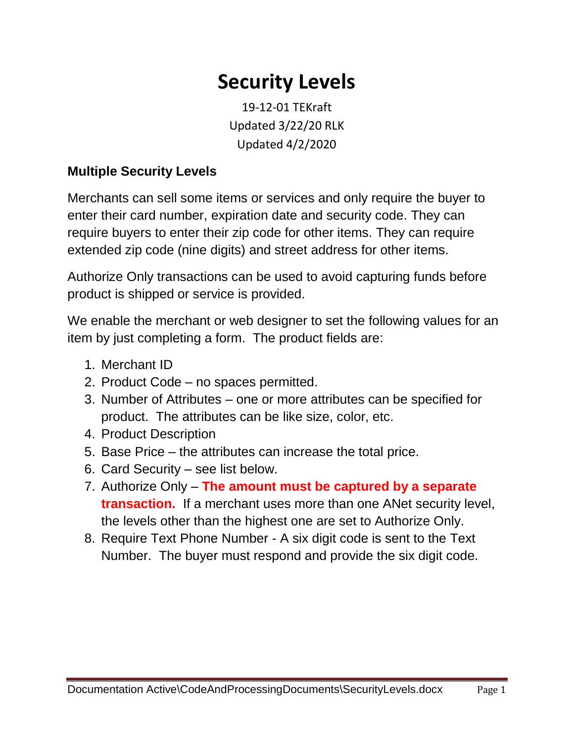# Security Levels

19-12-01 TEKraft

Updated 3/22/20 RLK

Updated 4/2/2020

### Multiple Security Levels

Merchants can sell some items or services and only require the buyer to enter their card number, expiration date and security code. They can require buyers to enter their zip code for other items. They can require extended zip code (nine digits) and street address for other items.

Authorize Only transactions can be used to avoid capturing funds before product is shipped or service is provided.

We enable the merchant or web designer to set the following values for an item by just completing a form. The product fields are:

1. Merchant ID
2. Product Code – no spaces permitted.
3. Number of Attributes – one or more attributes can be specified for product. The attributes can be like size, color, etc.
4. Product Description
5. Base Price – the attributes can increase the total price.
6. Card Security – see list below.
7. Authorize Only – **The amount must be captured by a separate transaction.** If a merchant uses more than one ANet security level, the levels other than the highest one are set to Authorize Only.
8. Require Text Phone Number - A six digit code is sent to the Text Number. The buyer must respond and provide the six digit code.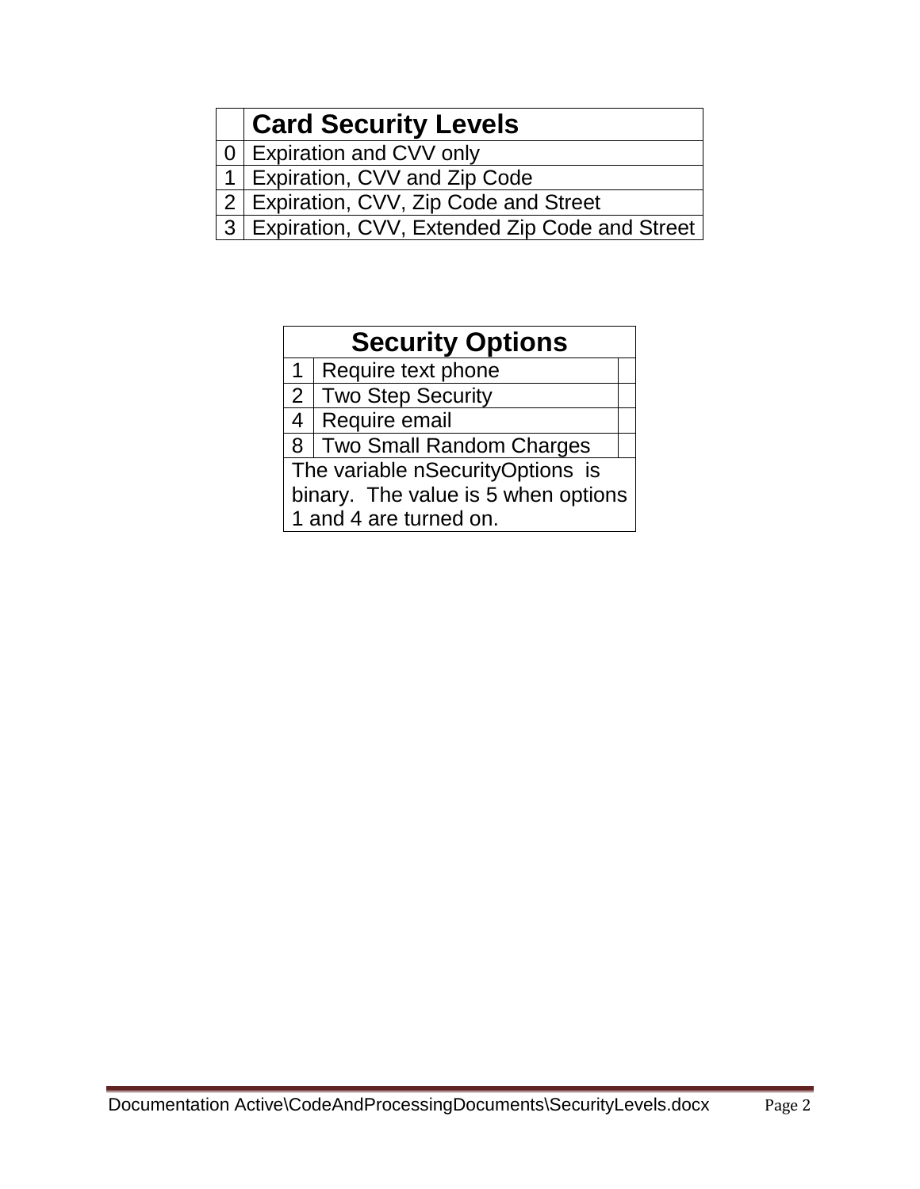| | Card Security Levels |
|---|---|
| 0 | Expiration and CVV only |
| 1 | Expiration, CVV and Zip Code |
| 2 | Expiration, CVV, Zip Code and Street |
| 3 | Expiration, CVV, Extended Zip Code and Street |

| Security Options | | |
|---|---|---|
| 1 | Require text phone | |
| 2 | Two Step Security | |
| 4 | Require email | |
| 8 | Two Small Random Charges | |
| The variable nSecurityOptions is binary. The value is 5 when options 1 and 4 are turned on. | | |